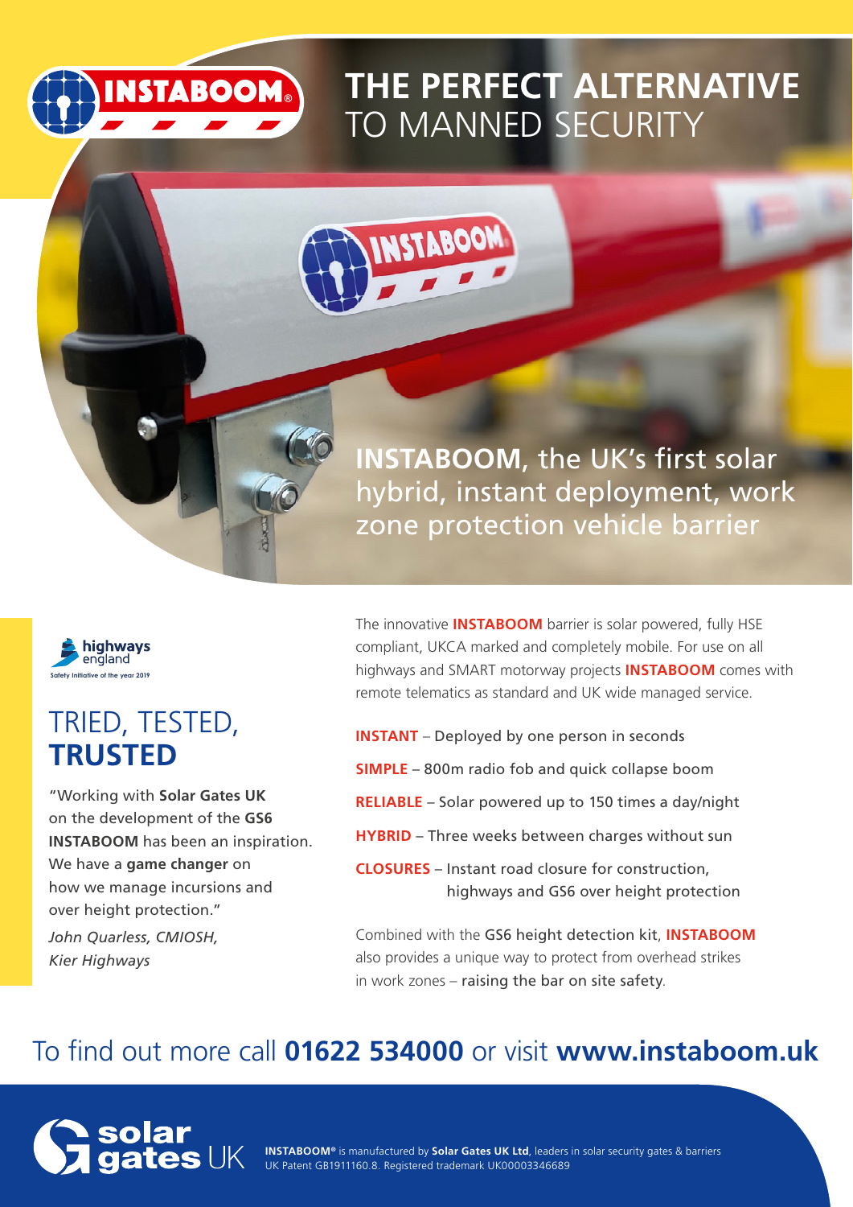# THE PERFECT ALTERNATIVE TO MANNED SECURITY

**INSTABOOM**, the UK's first solar hybrid, instant deployment, work zone protection vehicle barrier

highways england
Safety Initiative of the year 2019

## TRIED, TESTED, **TRUSTED**

"Working with **Solar Gates UK** on the development of the **GS6 INSTABOOM** has been an inspiration. We have a **game changer** on how we manage incursions and over height protection."

*John Quarless, CMIOSH, Kier Highways*

The innovative **INSTABOOM** barrier is solar powered, fully HSE compliant, UKCA marked and completely mobile. For use on all highways and SMART motorway projects **INSTABOOM** comes with remote telematics as standard and UK wide managed service.

**INSTANT** – Deployed by one person in seconds

**SIMPLE** – 800m radio fob and quick collapse boom

**RELIABLE** – Solar powered up to 150 times a day/night

**HYBRID** – Three weeks between charges without sun

**CLOSURES** – Instant road closure for construction, highways and GS6 over height protection

Combined with the GS6 height detection kit, **INSTABOOM** also provides a unique way to protect from overhead strikes in work zones – raising the bar on site safety.

## To find out more call **01622 534000** or visit **www.instaboom.uk**

solar gates UK

**INSTABOOM®** is manufactured by **Solar Gates UK Ltd**, leaders in solar security gates & barriers
UK Patent GB1911160.8. Registered trademark UK00003346689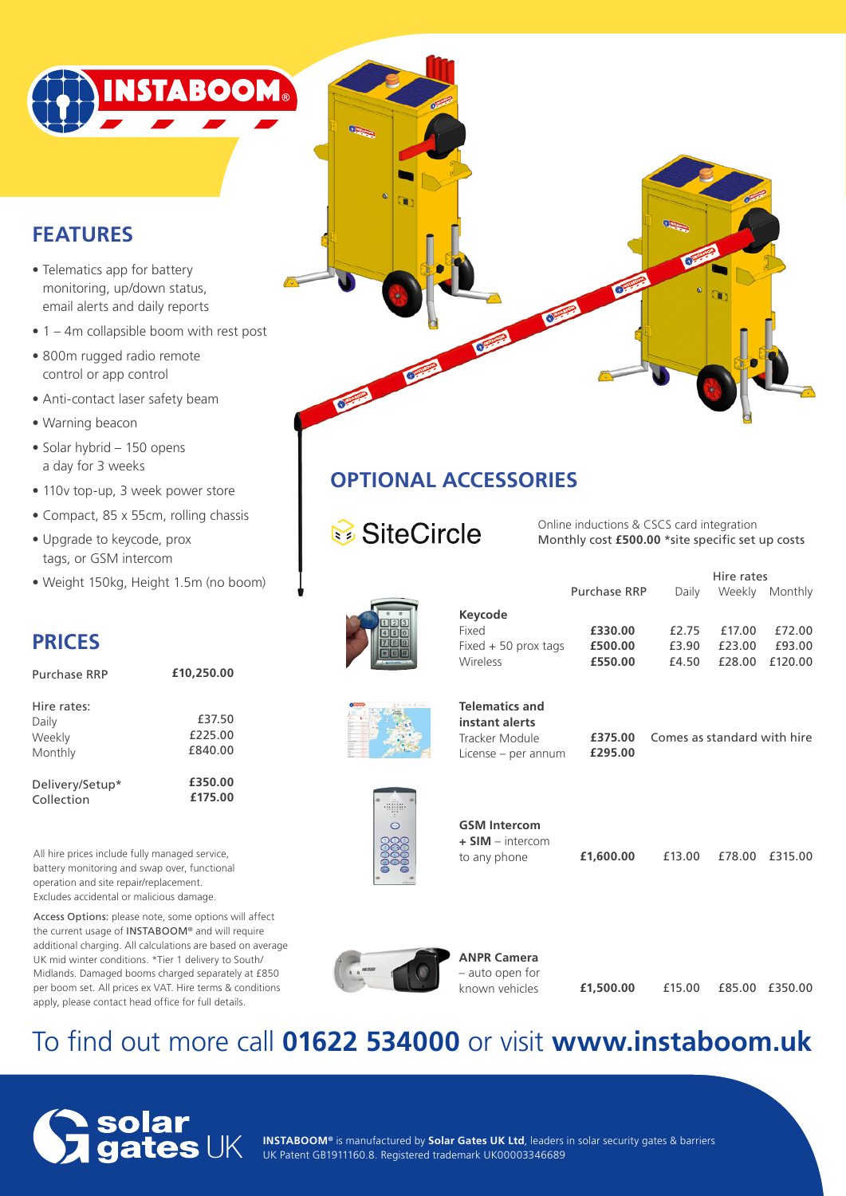# INSTABOOM®

## FEATURES

- Telematics app for battery monitoring, up/down status, email alerts and daily reports
- 1 – 4m collapsible boom with rest post
- 800m rugged radio remote control or app control
- Anti-contact laser safety beam
- Warning beacon
- Solar hybrid – 150 opens a day for 3 weeks
- 110v top-up, 3 week power store
- Compact, 85 x 55cm, rolling chassis
- Upgrade to keycode, prox tags, or GSM intercom
- Weight 150kg, Height 1.5m (no boom)

## PRICES

| | |
|---|---|
| Purchase RRP | **£10,250.00** |
| **Hire rates:** | |
| Daily | £37.50 |
| Weekly | £225.00 |
| Monthly | £840.00 |
| Delivery/Setup* | **£350.00** |
| Collection | **£175.00** |

All hire prices include fully managed service, battery monitoring and swap over, functional operation and site repair/replacement. Excludes accidental or malicious damage.

Access Options: please note, some options will affect the current usage of INSTABOOM® and will require additional charging. All calculations are based on average UK mid winter conditions. *Tier 1 delivery to South/Midlands. Damaged booms charged separately at £850 per boom set. All prices ex VAT. Hire terms & conditions apply, please contact head office for full details.

## OPTIONAL ACCESSORIES

**SiteCircle**

Online inductions & CSCS card integration
Monthly cost **£500.00** *site specific set up costs

| | Purchase RRP | Hire rates Daily | Weekly | Monthly |
|---|---|---|---|---|
| **Keycode** | | | | |
| Fixed | **£330.00** | £2.75 | £17.00 | £72.00 |
| Fixed + 50 prox tags | **£500.00** | £3.90 | £23.00 | £93.00 |
| Wireless | **£550.00** | £4.50 | £28.00 | £120.00 |
| **Telematics and instant alerts** | | | | |
| Tracker Module | **£375.00** | Comes as standard with hire | | |
| License – per annum | **£295.00** | | | |
| **GSM Intercom + SIM** – intercom to any phone | **£1,600.00** | £13.00 | £78.00 | £315.00 |
| **ANPR Camera** – auto open for known vehicles | **£1,500.00** | £15.00 | £85.00 | £350.00 |

To find out more call **01622 534000** or visit **www.instaboom.uk**

solar gates UK

**INSTABOOM®** is manufactured by **Solar Gates UK Ltd**, leaders in solar security gates & barriers
UK Patent GB1911160.8. Registered trademark UK00003346689